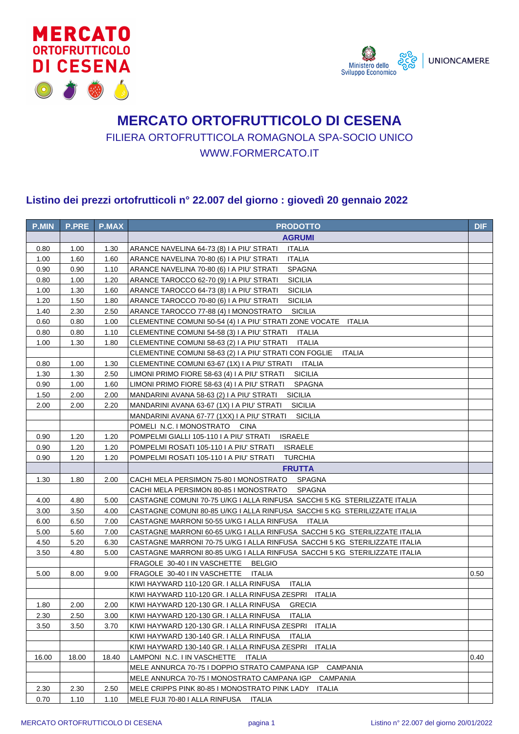# MERCATO ORTOFRUTTICOLO DI CESENA

FILIERA ORTOFRUTTICOLA ROMAGNOLA SPA-SOCIO UNICO

WWW.FORMERCATO.IT

## Listino dei prezzi ortofrutticoli n° 22.007 del giorno : giovedì 20 gennaio 2022

| P.MIN | P.PRE | P.MAX | PRODOTTO | DIF |
|---|---|---|---|---|
| | | | **AGRUMI** | |
| 0.80 | 1.00 | 1.30 | ARANCE NAVELINA 64-73 (8) I A PIU' STRATI ITALIA | |
| 1.00 | 1.60 | 1.60 | ARANCE NAVELINA 70-80 (6) I A PIU' STRATI ITALIA | |
| 0.90 | 0.90 | 1.10 | ARANCE NAVELINA 70-80 (6) I A PIU' STRATI SPAGNA | |
| 0.80 | 1.00 | 1.20 | ARANCE TAROCCO 62-70 (9) I A PIU' STRATI SICILIA | |
| 1.00 | 1.30 | 1.60 | ARANCE TAROCCO 64-73 (8) I A PIU' STRATI SICILIA | |
| 1.20 | 1.50 | 1.80 | ARANCE TAROCCO 70-80 (6) I A PIU' STRATI SICILIA | |
| 1.40 | 2.30 | 2.50 | ARANCE TAROCCO 77-88 (4) I MONOSTRATO SICILIA | |
| 0.60 | 0.80 | 1.00 | CLEMENTINE COMUNI 50-54 (4) I A PIU' STRATI ZONE VOCATE ITALIA | |
| 0.80 | 0.80 | 1.10 | CLEMENTINE COMUNI 54-58 (3) I A PIU' STRATI ITALIA | |
| 1.00 | 1.30 | 1.80 | CLEMENTINE COMUNI 58-63 (2) I A PIU' STRATI ITALIA | |
| | | | CLEMENTINE COMUNI 58-63 (2) I A PIU' STRATI CON FOGLIE ITALIA | |
| 0.80 | 1.00 | 1.30 | CLEMENTINE COMUNI 63-67 (1X) I A PIU' STRATI ITALIA | |
| 1.30 | 1.30 | 2.50 | LIMONI PRIMO FIORE 58-63 (4) I A PIU' STRATI SICILIA | |
| 0.90 | 1.00 | 1.60 | LIMONI PRIMO FIORE 58-63 (4) I A PIU' STRATI SPAGNA | |
| 1.50 | 2.00 | 2.00 | MANDARINI AVANA 58-63 (2) I A PIU' STRATI SICILIA | |
| 2.00 | 2.00 | 2.20 | MANDARINI AVANA 63-67 (1X) I A PIU' STRATI SICILIA | |
| | | | MANDARINI AVANA 67-77 (1XX) I A PIU' STRATI SICILIA | |
| | | | POMELI N.C. I MONOSTRATO CINA | |
| 0.90 | 1.20 | 1.20 | POMPELMI GIALLI 105-110 I A PIU' STRATI ISRAELE | |
| 0.90 | 1.20 | 1.20 | POMPELMI ROSATI 105-110 I A PIU' STRATI ISRAELE | |
| 0.90 | 1.20 | 1.20 | POMPELMI ROSATI 105-110 I A PIU' STRATI TURCHIA | |
| | | | **FRUTTA** | |
| 1.30 | 1.80 | 2.00 | CACHI MELA PERSIMON 75-80 I MONOSTRATO SPAGNA | |
| | | | CACHI MELA PERSIMON 80-85 I MONOSTRATO SPAGNA | |
| 4.00 | 4.80 | 5.00 | CASTAGNE COMUNI 70-75 U/KG I ALLA RINFUSA SACCHI 5 KG STERILIZZATE ITALIA | |
| 3.00 | 3.50 | 4.00 | CASTAGNE COMUNI 80-85 U/KG I ALLA RINFUSA SACCHI 5 KG STERILIZZATE ITALIA | |
| 6.00 | 6.50 | 7.00 | CASTAGNE MARRONI 50-55 U/KG I ALLA RINFUSA ITALIA | |
| 5.00 | 5.60 | 7.00 | CASTAGNE MARRONI 60-65 U/KG I ALLA RINFUSA SACCHI 5 KG STERILIZZATE ITALIA | |
| 4.50 | 5.20 | 6.30 | CASTAGNE MARRONI 70-75 U/KG I ALLA RINFUSA SACCHI 5 KG STERILIZZATE ITALIA | |
| 3.50 | 4.80 | 5.00 | CASTAGNE MARRONI 80-85 U/KG I ALLA RINFUSA SACCHI 5 KG STERILIZZATE ITALIA | |
| | | | FRAGOLE 30-40 I IN VASCHETTE BELGIO | |
| 5.00 | 8.00 | 9.00 | FRAGOLE 30-40 I IN VASCHETTE ITALIA | 0.50 |
| | | | KIWI HAYWARD 110-120 GR. I ALLA RINFUSA ITALIA | |
| | | | KIWI HAYWARD 110-120 GR. I ALLA RINFUSA ZESPRI ITALIA | |
| 1.80 | 2.00 | 2.00 | KIWI HAYWARD 120-130 GR. I ALLA RINFUSA GRECIA | |
| 2.30 | 2.50 | 3.00 | KIWI HAYWARD 120-130 GR. I ALLA RINFUSA ITALIA | |
| 3.50 | 3.50 | 3.70 | KIWI HAYWARD 120-130 GR. I ALLA RINFUSA ZESPRI ITALIA | |
| | | | KIWI HAYWARD 130-140 GR. I ALLA RINFUSA ITALIA | |
| | | | KIWI HAYWARD 130-140 GR. I ALLA RINFUSA ZESPRI ITALIA | |
| 16.00 | 18.00 | 18.40 | LAMPONI N.C. I IN VASCHETTE ITALIA | 0.40 |
| | | | MELE ANNURCA 70-75 I DOPPIO STRATO CAMPANA IGP CAMPANIA | |
| | | | MELE ANNURCA 70-75 I MONOSTRATO CAMPANA IGP CAMPANIA | |
| 2.30 | 2.30 | 2.50 | MELE CRIPPS PINK 80-85 I MONOSTRATO PINK LADY ITALIA | |
| 0.70 | 1.10 | 1.10 | MELE FUJI 70-80 I ALLA RINFUSA ITALIA | |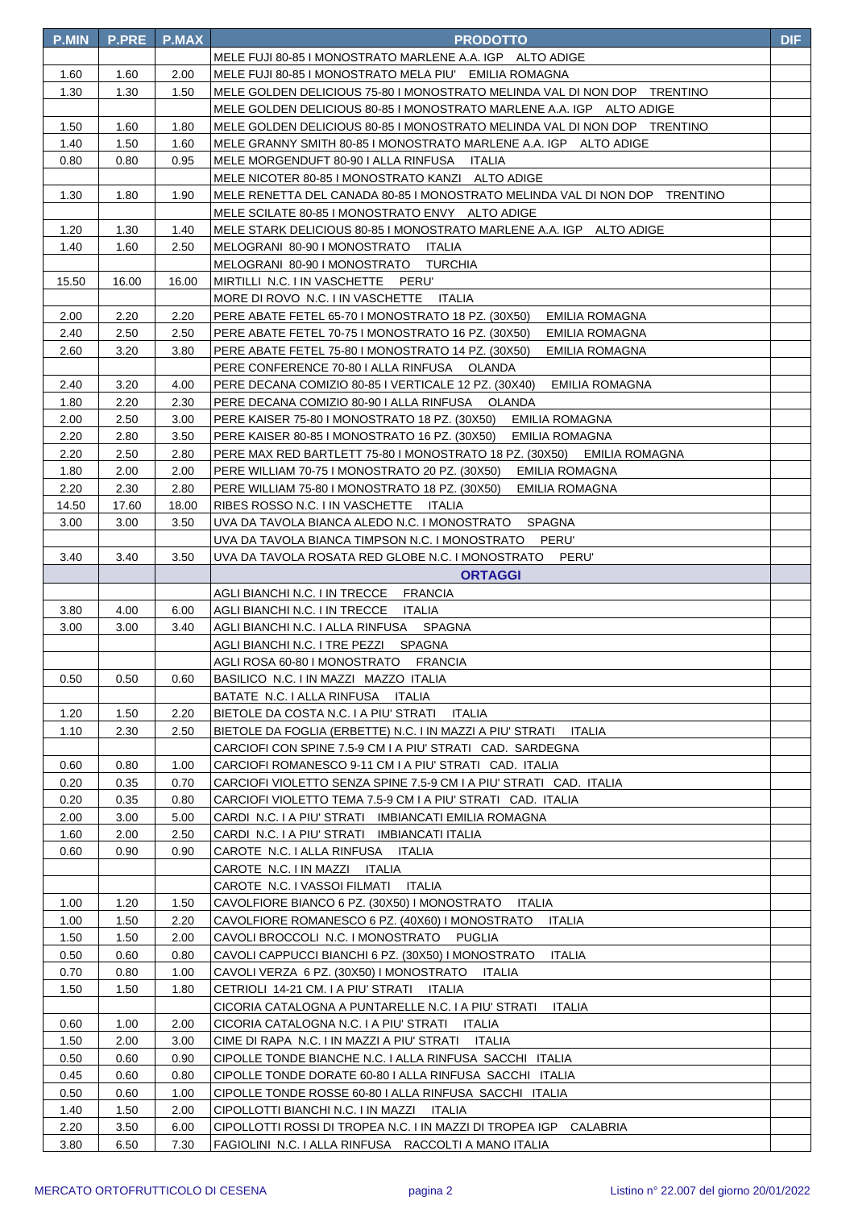| P.MIN | P.PRE | P.MAX | PRODOTTO | DIF |
|---|---|---|---|---|
| | | | MELE FUJI 80-85 I MONOSTRATO MARLENE A.A. IGP ALTO ADIGE | |
| 1.60 | 1.60 | 2.00 | MELE FUJI 80-85 I MONOSTRATO MELA PIU' EMILIA ROMAGNA | |
| 1.30 | 1.30 | 1.50 | MELE GOLDEN DELICIOUS 75-80 I MONOSTRATO MELINDA VAL DI NON DOP TRENTINO | |
| | | | MELE GOLDEN DELICIOUS 80-85 I MONOSTRATO MARLENE A.A. IGP ALTO ADIGE | |
| 1.50 | 1.60 | 1.80 | MELE GOLDEN DELICIOUS 80-85 I MONOSTRATO MELINDA VAL DI NON DOP TRENTINO | |
| 1.40 | 1.50 | 1.60 | MELE GRANNY SMITH 80-85 I MONOSTRATO MARLENE A.A. IGP ALTO ADIGE | |
| 0.80 | 0.80 | 0.95 | MELE MORGENDUFT 80-90 I ALLA RINFUSA ITALIA | |
| | | | MELE NICOTER 80-85 I MONOSTRATO KANZI ALTO ADIGE | |
| 1.30 | 1.80 | 1.90 | MELE RENETTA DEL CANADA 80-85 I MONOSTRATO MELINDA VAL DI NON DOP TRENTINO | |
| | | | MELE SCILATE 80-85 I MONOSTRATO ENVY ALTO ADIGE | |
| 1.20 | 1.30 | 1.40 | MELE STARK DELICIOUS 80-85 I MONOSTRATO MARLENE A.A. IGP ALTO ADIGE | |
| 1.40 | 1.60 | 2.50 | MELOGRANI 80-90 I MONOSTRATO ITALIA | |
| | | | MELOGRANI 80-90 I MONOSTRATO TURCHIA | |
| 15.50 | 16.00 | 16.00 | MIRTILLI N.C. I IN VASCHETTE PERU' | |
| | | | MORE DI ROVO N.C. I IN VASCHETTE ITALIA | |
| 2.00 | 2.20 | 2.20 | PERE ABATE FETEL 65-70 I MONOSTRATO 18 PZ. (30X50) EMILIA ROMAGNA | |
| 2.40 | 2.50 | 2.50 | PERE ABATE FETEL 70-75 I MONOSTRATO 16 PZ. (30X50) EMILIA ROMAGNA | |
| 2.60 | 3.20 | 3.80 | PERE ABATE FETEL 75-80 I MONOSTRATO 14 PZ. (30X50) EMILIA ROMAGNA | |
| | | | PERE CONFERENCE 70-80 I ALLA RINFUSA OLANDA | |
| 2.40 | 3.20 | 4.00 | PERE DECANA COMIZIO 80-85 I VERTICALE 12 PZ. (30X40) EMILIA ROMAGNA | |
| 1.80 | 2.20 | 2.30 | PERE DECANA COMIZIO 80-90 I ALLA RINFUSA OLANDA | |
| 2.00 | 2.50 | 3.00 | PERE KAISER 75-80 I MONOSTRATO 18 PZ. (30X50) EMILIA ROMAGNA | |
| 2.20 | 2.80 | 3.50 | PERE KAISER 80-85 I MONOSTRATO 16 PZ. (30X50) EMILIA ROMAGNA | |
| 2.20 | 2.50 | 2.80 | PERE MAX RED BARTLETT 75-80 I MONOSTRATO 18 PZ. (30X50) EMILIA ROMAGNA | |
| 1.80 | 2.00 | 2.00 | PERE WILLIAM 70-75 I MONOSTRATO 20 PZ. (30X50) EMILIA ROMAGNA | |
| 2.20 | 2.30 | 2.80 | PERE WILLIAM 75-80 I MONOSTRATO 18 PZ. (30X50) EMILIA ROMAGNA | |
| 14.50 | 17.60 | 18.00 | RIBES ROSSO N.C. I IN VASCHETTE ITALIA | |
| 3.00 | 3.00 | 3.50 | UVA DA TAVOLA BIANCA ALEDO N.C. I MONOSTRATO SPAGNA | |
| | | | UVA DA TAVOLA BIANCA TIMPSON N.C. I MONOSTRATO PERU' | |
| 3.40 | 3.40 | 3.50 | UVA DA TAVOLA ROSATA RED GLOBE N.C. I MONOSTRATO PERU' | |
| | | | **ORTAGGI** | |
| | | | AGLI BIANCHI N.C. I IN TRECCE FRANCIA | |
| 3.80 | 4.00 | 6.00 | AGLI BIANCHI N.C. I IN TRECCE ITALIA | |
| 3.00 | 3.00 | 3.40 | AGLI BIANCHI N.C. I ALLA RINFUSA SPAGNA | |
| | | | AGLI BIANCHI N.C. I TRE PEZZI SPAGNA | |
| | | | AGLI ROSA 60-80 I MONOSTRATO FRANCIA | |
| 0.50 | 0.50 | 0.60 | BASILICO N.C. I IN MAZZI MAZZO ITALIA | |
| | | | BATATE N.C. I ALLA RINFUSA ITALIA | |
| 1.20 | 1.50 | 2.20 | BIETOLE DA COSTA N.C. I A PIU' STRATI ITALIA | |
| 1.10 | 2.30 | 2.50 | BIETOLE DA FOGLIA (ERBETTE) N.C. I IN MAZZI A PIU' STRATI ITALIA | |
| | | | CARCIOFI CON SPINE 7.5-9 CM I A PIU' STRATI CAD. SARDEGNA | |
| 0.60 | 0.80 | 1.00 | CARCIOFI ROMANESCO 9-11 CM I A PIU' STRATI CAD. ITALIA | |
| 0.20 | 0.35 | 0.70 | CARCIOFI VIOLETTO SENZA SPINE 7.5-9 CM I A PIU' STRATI CAD. ITALIA | |
| 0.20 | 0.35 | 0.80 | CARCIOFI VIOLETTO TEMA 7.5-9 CM I A PIU' STRATI CAD. ITALIA | |
| 2.00 | 3.00 | 5.00 | CARDI N.C. I A PIU' STRATI IMBIANCATI EMILIA ROMAGNA | |
| 1.60 | 2.00 | 2.50 | CARDI N.C. I A PIU' STRATI IMBIANCATI ITALIA | |
| 0.60 | 0.90 | 0.90 | CAROTE N.C. I ALLA RINFUSA ITALIA | |
| | | | CAROTE N.C. I IN MAZZI ITALIA | |
| | | | CAROTE N.C. I VASSOI FILMATI ITALIA | |
| 1.00 | 1.20 | 1.50 | CAVOLFIORE BIANCO 6 PZ. (30X50) I MONOSTRATO ITALIA | |
| 1.00 | 1.50 | 2.20 | CAVOLFIORE ROMANESCO 6 PZ. (40X60) I MONOSTRATO ITALIA | |
| 1.50 | 1.50 | 2.00 | CAVOLI BROCCOLI N.C. I MONOSTRATO PUGLIA | |
| 0.50 | 0.60 | 0.80 | CAVOLI CAPPUCCI BIANCHI 6 PZ. (30X50) I MONOSTRATO ITALIA | |
| 0.70 | 0.80 | 1.00 | CAVOLI VERZA 6 PZ. (30X50) I MONOSTRATO ITALIA | |
| 1.50 | 1.50 | 1.80 | CETRIOLI 14-21 CM. I A PIU' STRATI ITALIA | |
| | | | CICORIA CATALOGNA A PUNTARELLE N.C. I A PIU' STRATI ITALIA | |
| 0.60 | 1.00 | 2.00 | CICORIA CATALOGNA N.C. I A PIU' STRATI ITALIA | |
| 1.50 | 2.00 | 3.00 | CIME DI RAPA N.C. I IN MAZZI A PIU' STRATI ITALIA | |
| 0.50 | 0.60 | 0.90 | CIPOLLE TONDE BIANCHE N.C. I ALLA RINFUSA SACCHI ITALIA | |
| 0.45 | 0.60 | 0.80 | CIPOLLE TONDE DORATE 60-80 I ALLA RINFUSA SACCHI ITALIA | |
| 0.50 | 0.60 | 1.00 | CIPOLLE TONDE ROSSE 60-80 I ALLA RINFUSA SACCHI ITALIA | |
| 1.40 | 1.50 | 2.00 | CIPOLLOTTI BIANCHI N.C. I IN MAZZI ITALIA | |
| 2.20 | 3.50 | 6.00 | CIPOLLOTTI ROSSI DI TROPEA N.C. I IN MAZZI DI TROPEA IGP CALABRIA | |
| 3.80 | 6.50 | 7.30 | FAGIOLINI N.C. I ALLA RINFUSA RACCOLTI A MANO ITALIA | |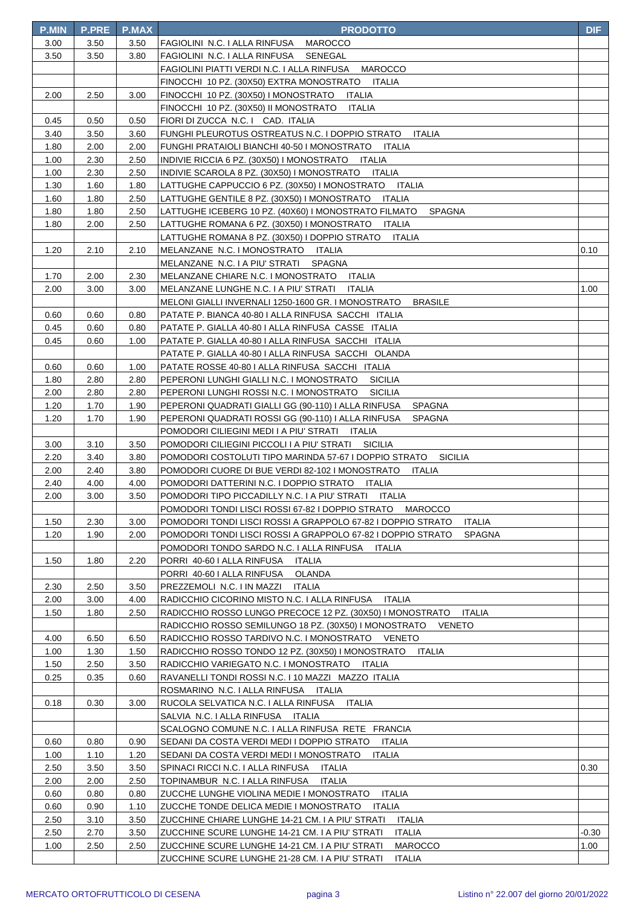| P.MIN | P.PRE | P.MAX | PRODOTTO | DIF |
|---|---|---|---|---|
| 3.00 | 3.50 | 3.50 | FAGIOLINI N.C. I ALLA RINFUSA MAROCCO | |
| 3.50 | 3.50 | 3.80 | FAGIOLINI N.C. I ALLA RINFUSA SENEGAL | |
| | | | FAGIOLINI PIATTI VERDI N.C. I ALLA RINFUSA MAROCCO | |
| | | | FINOCCHI 10 PZ. (30X50) EXTRA MONOSTRATO ITALIA | |
| 2.00 | 2.50 | 3.00 | FINOCCHI 10 PZ. (30X50) I MONOSTRATO ITALIA | |
| | | | FINOCCHI 10 PZ. (30X50) II MONOSTRATO ITALIA | |
| 0.45 | 0.50 | 0.50 | FIORI DI ZUCCA N.C. I CAD. ITALIA | |
| 3.40 | 3.50 | 3.60 | FUNGHI PLEUROTUS OSTREATUS N.C. I DOPPIO STRATO ITALIA | |
| 1.80 | 2.00 | 2.00 | FUNGHI PRATAIOLI BIANCHI 40-50 I MONOSTRATO ITALIA | |
| 1.00 | 2.30 | 2.50 | INDIVIE RICCIA 6 PZ. (30X50) I MONOSTRATO ITALIA | |
| 1.00 | 2.30 | 2.50 | INDIVIE SCAROLA 8 PZ. (30X50) I MONOSTRATO ITALIA | |
| 1.30 | 1.60 | 1.80 | LATTUGHE CAPPUCCIO 6 PZ. (30X50) I MONOSTRATO ITALIA | |
| 1.60 | 1.80 | 2.50 | LATTUGHE GENTILE 8 PZ. (30X50) I MONOSTRATO ITALIA | |
| 1.80 | 1.80 | 2.50 | LATTUGHE ICEBERG 10 PZ. (40X60) I MONOSTRATO FILMATO SPAGNA | |
| 1.80 | 2.00 | 2.50 | LATTUGHE ROMANA 6 PZ. (30X50) I MONOSTRATO ITALIA | |
| | | | LATTUGHE ROMANA 8 PZ. (30X50) I DOPPIO STRATO ITALIA | |
| 1.20 | 2.10 | 2.10 | MELANZANE N.C. I MONOSTRATO ITALIA | 0.10 |
| | | | MELANZANE N.C. I A PIU' STRATI SPAGNA | |
| 1.70 | 2.00 | 2.30 | MELANZANE CHIARE N.C. I MONOSTRATO ITALIA | |
| 2.00 | 3.00 | 3.00 | MELANZANE LUNGHE N.C. I A PIU' STRATI ITALIA | 1.00 |
| | | | MELONI GIALLI INVERNALI 1250-1600 GR. I MONOSTRATO BRASILE | |
| 0.60 | 0.60 | 0.80 | PATATE P. BIANCA 40-80 I ALLA RINFUSA SACCHI ITALIA | |
| 0.45 | 0.60 | 0.80 | PATATE P. GIALLA 40-80 I ALLA RINFUSA CASSE ITALIA | |
| 0.45 | 0.60 | 1.00 | PATATE P. GIALLA 40-80 I ALLA RINFUSA SACCHI ITALIA | |
| | | | PATATE P. GIALLA 40-80 I ALLA RINFUSA SACCHI OLANDA | |
| 0.60 | 0.60 | 1.00 | PATATE ROSSE 40-80 I ALLA RINFUSA SACCHI ITALIA | |
| 1.80 | 2.80 | 2.80 | PEPERONI LUNGHI GIALLI N.C. I MONOSTRATO SICILIA | |
| 2.00 | 2.80 | 2.80 | PEPERONI LUNGHI ROSSI N.C. I MONOSTRATO SICILIA | |
| 1.20 | 1.70 | 1.90 | PEPERONI QUADRATI GIALLI GG (90-110) I ALLA RINFUSA SPAGNA | |
| 1.20 | 1.70 | 1.90 | PEPERONI QUADRATI ROSSI GG (90-110) I ALLA RINFUSA SPAGNA | |
| | | | POMODORI CILIEGINI MEDI I A PIU' STRATI ITALIA | |
| 3.00 | 3.10 | 3.50 | POMODORI CILIEGINI PICCOLI I A PIU' STRATI SICILIA | |
| 2.20 | 3.40 | 3.80 | POMODORI COSTOLUTI TIPO MARINDA 57-67 I DOPPIO STRATO SICILIA | |
| 2.00 | 2.40 | 3.80 | POMODORI CUORE DI BUE VERDI 82-102 I MONOSTRATO ITALIA | |
| 2.40 | 4.00 | 4.00 | POMODORI DATTERINI N.C. I DOPPIO STRATO ITALIA | |
| 2.00 | 3.00 | 3.50 | POMODORI TIPO PICCADILLY N.C. I A PIU' STRATI ITALIA | |
| | | | POMODORI TONDI LISCI ROSSI 67-82 I DOPPIO STRATO MAROCCO | |
| 1.50 | 2.30 | 3.00 | POMODORI TONDI LISCI ROSSI A GRAPPOLO 67-82 I DOPPIO STRATO ITALIA | |
| 1.20 | 1.90 | 2.00 | POMODORI TONDI LISCI ROSSI A GRAPPOLO 67-82 I DOPPIO STRATO SPAGNA | |
| | | | POMODORO TONDO SARDO N.C. I ALLA RINFUSA ITALIA | |
| 1.50 | 1.80 | 2.20 | PORRI 40-60 I ALLA RINFUSA ITALIA | |
| | | | PORRI 40-60 I ALLA RINFUSA OLANDA | |
| 2.30 | 2.50 | 3.50 | PREZZEMOLI N.C. I IN MAZZI ITALIA | |
| 2.00 | 3.00 | 4.00 | RADICCHIO CICORINO MISTO N.C. I ALLA RINFUSA ITALIA | |
| 1.50 | 1.80 | 2.50 | RADICCHIO ROSSO LUNGO PRECOCE 12 PZ. (30X50) I MONOSTRATO ITALIA | |
| | | | RADICCHIO ROSSO SEMILUNGO 18 PZ. (30X50) I MONOSTRATO VENETO | |
| 4.00 | 6.50 | 6.50 | RADICCHIO ROSSO TARDIVO N.C. I MONOSTRATO VENETO | |
| 1.00 | 1.30 | 1.50 | RADICCHIO ROSSO TONDO 12 PZ. (30X50) I MONOSTRATO ITALIA | |
| 1.50 | 2.50 | 3.50 | RADICCHIO VARIEGATO N.C. I MONOSTRATO ITALIA | |
| 0.25 | 0.35 | 0.60 | RAVANELLI TONDI ROSSI N.C. I 10 MAZZI MAZZO ITALIA | |
| | | | ROSMARINO N.C. I ALLA RINFUSA ITALIA | |
| 0.18 | 0.30 | 3.00 | RUCOLA SELVATICA N.C. I ALLA RINFUSA ITALIA | |
| | | | SALVIA N.C. I ALLA RINFUSA ITALIA | |
| | | | SCALOGNO COMUNE N.C. I ALLA RINFUSA RETE FRANCIA | |
| 0.60 | 0.80 | 0.90 | SEDANI DA COSTA VERDI MEDI I DOPPIO STRATO ITALIA | |
| 1.00 | 1.10 | 1.20 | SEDANI DA COSTA VERDI MEDI I MONOSTRATO ITALIA | |
| 2.50 | 3.50 | 3.50 | SPINACI RICCI N.C. I ALLA RINFUSA ITALIA | 0.30 |
| 2.00 | 2.00 | 2.50 | TOPINAMBUR N.C. I ALLA RINFUSA ITALIA | |
| 0.60 | 0.80 | 0.80 | ZUCCHE LUNGHE VIOLINA MEDIE I MONOSTRATO ITALIA | |
| 0.60 | 0.90 | 1.10 | ZUCCHE TONDE DELICA MEDIE I MONOSTRATO ITALIA | |
| 2.50 | 3.10 | 3.50 | ZUCCHINE CHIARE LUNGHE 14-21 CM. I A PIU' STRATI ITALIA | |
| 2.50 | 2.70 | 3.50 | ZUCCHINE SCURE LUNGHE 14-21 CM. I A PIU' STRATI ITALIA | -0.30 |
| 1.00 | 2.50 | 2.50 | ZUCCHINE SCURE LUNGHE 14-21 CM. I A PIU' STRATI MAROCCO | 1.00 |
| | | | ZUCCHINE SCURE LUNGHE 21-28 CM. I A PIU' STRATI ITALIA | |

MERCATO ORTOFRUTTICOLO DI CESENA — Listino n° 22.007 del giorno 20/01/2022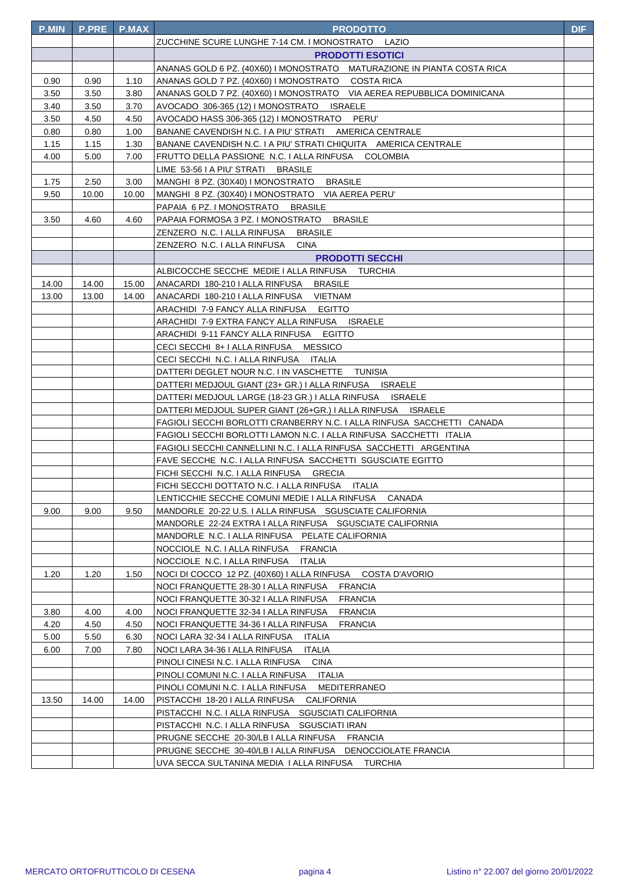| P.MIN | P.PRE | P.MAX | PRODOTTO | DIF |
|---|---|---|---|---|
| | | | ZUCCHINE SCURE LUNGHE 7-14 CM. I MONOSTRATO LAZIO | |
| | | | **PRODOTTI ESOTICI** | |
| | | | ANANAS GOLD 6 PZ. (40X60) I MONOSTRATO MATURAZIONE IN PIANTA COSTA RICA | |
| 0.90 | 0.90 | 1.10 | ANANAS GOLD 7 PZ. (40X60) I MONOSTRATO COSTA RICA | |
| 3.50 | 3.50 | 3.80 | ANANAS GOLD 7 PZ. (40X60) I MONOSTRATO VIA AEREA REPUBBLICA DOMINICANA | |
| 3.40 | 3.50 | 3.70 | AVOCADO 306-365 (12) I MONOSTRATO ISRAELE | |
| 3.50 | 4.50 | 4.50 | AVOCADO HASS 306-365 (12) I MONOSTRATO PERU' | |
| 0.80 | 0.80 | 1.00 | BANANE CAVENDISH N.C. I A PIU' STRATI AMERICA CENTRALE | |
| 1.15 | 1.15 | 1.30 | BANANE CAVENDISH N.C. I A PIU' STRATI CHIQUITA AMERICA CENTRALE | |
| 4.00 | 5.00 | 7.00 | FRUTTO DELLA PASSIONE N.C. I ALLA RINFUSA COLOMBIA | |
| | | | LIME 53-56 I A PIU' STRATI BRASILE | |
| 1.75 | 2.50 | 3.00 | MANGHI 8 PZ. (30X40) I MONOSTRATO BRASILE | |
| 9.50 | 10.00 | 10.00 | MANGHI 8 PZ. (30X40) I MONOSTRATO VIA AEREA PERU' | |
| | | | PAPAIA 6 PZ. I MONOSTRATO BRASILE | |
| 3.50 | 4.60 | 4.60 | PAPAIA FORMOSA 3 PZ. I MONOSTRATO BRASILE | |
| | | | ZENZERO N.C. I ALLA RINFUSA BRASILE | |
| | | | ZENZERO N.C. I ALLA RINFUSA CINA | |
| | | | **PRODOTTI SECCHI** | |
| | | | ALBICOCCHE SECCHE MEDIE I ALLA RINFUSA TURCHIA | |
| 14.00 | 14.00 | 15.00 | ANACARDI 180-210 I ALLA RINFUSA BRASILE | |
| 13.00 | 13.00 | 14.00 | ANACARDI 180-210 I ALLA RINFUSA VIETNAM | |
| | | | ARACHIDI 7-9 FANCY ALLA RINFUSA EGITTO | |
| | | | ARACHIDI 7-9 EXTRA FANCY ALLA RINFUSA ISRAELE | |
| | | | ARACHIDI 9-11 FANCY ALLA RINFUSA EGITTO | |
| | | | CECI SECCHI 8+ I ALLA RINFUSA MESSICO | |
| | | | CECI SECCHI N.C. I ALLA RINFUSA ITALIA | |
| | | | DATTERI DEGLET NOUR N.C. I IN VASCHETTE TUNISIA | |
| | | | DATTERI MEDJOUL GIANT (23+ GR.) I ALLA RINFUSA ISRAELE | |
| | | | DATTERI MEDJOUL LARGE (18-23 GR.) I ALLA RINFUSA ISRAELE | |
| | | | DATTERI MEDJOUL SUPER GIANT (26+GR.) I ALLA RINFUSA ISRAELE | |
| | | | FAGIOLI SECCHI BORLOTTI CRANBERRY N.C. I ALLA RINFUSA SACCHETTI CANADA | |
| | | | FAGIOLI SECCHI BORLOTTI LAMON N.C. I ALLA RINFUSA SACCHETTI ITALIA | |
| | | | FAGIOLI SECCHI CANNELLINI N.C. I ALLA RINFUSA SACCHETTI ARGENTINA | |
| | | | FAVE SECCHE N.C. I ALLA RINFUSA SACCHETTI SGUSCIATE EGITTO | |
| | | | FICHI SECCHI N.C. I ALLA RINFUSA GRECIA | |
| | | | FICHI SECCHI DOTTATO N.C. I ALLA RINFUSA ITALIA | |
| | | | LENTICCHIE SECCHE COMUNI MEDIE I ALLA RINFUSA CANADA | |
| 9.00 | 9.00 | 9.50 | MANDORLE 20-22 U.S. I ALLA RINFUSA SGUSCIATE CALIFORNIA | |
| | | | MANDORLE 22-24 EXTRA I ALLA RINFUSA SGUSCIATE CALIFORNIA | |
| | | | MANDORLE N.C. I ALLA RINFUSA PELATE CALIFORNIA | |
| | | | NOCCIOLE N.C. I ALLA RINFUSA FRANCIA | |
| | | | NOCCIOLE N.C. I ALLA RINFUSA ITALIA | |
| 1.20 | 1.20 | 1.50 | NOCI DI COCCO 12 PZ. (40X60) I ALLA RINFUSA COSTA D'AVORIO | |
| | | | NOCI FRANQUETTE 28-30 I ALLA RINFUSA FRANCIA | |
| | | | NOCI FRANQUETTE 30-32 I ALLA RINFUSA FRANCIA | |
| 3.80 | 4.00 | 4.00 | NOCI FRANQUETTE 32-34 I ALLA RINFUSA FRANCIA | |
| 4.20 | 4.50 | 4.50 | NOCI FRANQUETTE 34-36 I ALLA RINFUSA FRANCIA | |
| 5.00 | 5.50 | 6.30 | NOCI LARA 32-34 I ALLA RINFUSA ITALIA | |
| 6.00 | 7.00 | 7.80 | NOCI LARA 34-36 I ALLA RINFUSA ITALIA | |
| | | | PINOLI CINESI N.C. I ALLA RINFUSA CINA | |
| | | | PINOLI COMUNI N.C. I ALLA RINFUSA ITALIA | |
| | | | PINOLI COMUNI N.C. I ALLA RINFUSA MEDITERRANEO | |
| 13.50 | 14.00 | 14.00 | PISTACCHI 18-20 I ALLA RINFUSA CALIFORNIA | |
| | | | PISTACCHI N.C. I ALLA RINFUSA SGUSCIATI CALIFORNIA | |
| | | | PISTACCHI N.C. I ALLA RINFUSA SGUSCIATI IRAN | |
| | | | PRUGNE SECCHE 20-30/LB I ALLA RINFUSA FRANCIA | |
| | | | PRUGNE SECCHE 30-40/LB I ALLA RINFUSA DENOCCIOLATE FRANCIA | |
| | | | UVA SECCA SULTANINA MEDIA I ALLA RINFUSA TURCHIA | |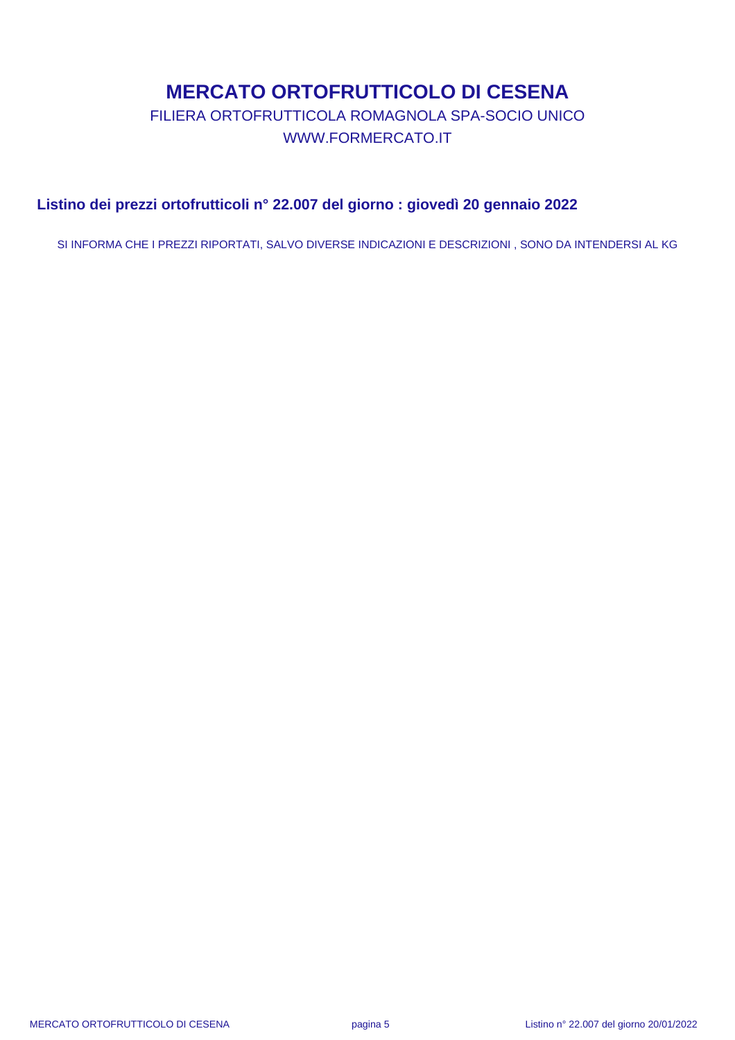# MERCATO ORTOFRUTTICOLO DI CESENA

FILIERA ORTOFRUTTICOLA ROMAGNOLA SPA-SOCIO UNICO

WWW.FORMERCATO.IT

## Listino dei prezzi ortofrutticoli n° 22.007 del giorno : giovedì 20 gennaio 2022

SI INFORMA CHE I PREZZI RIPORTATI, SALVO DIVERSE INDICAZIONI E DESCRIZIONI , SONO DA INTENDERSI AL KG